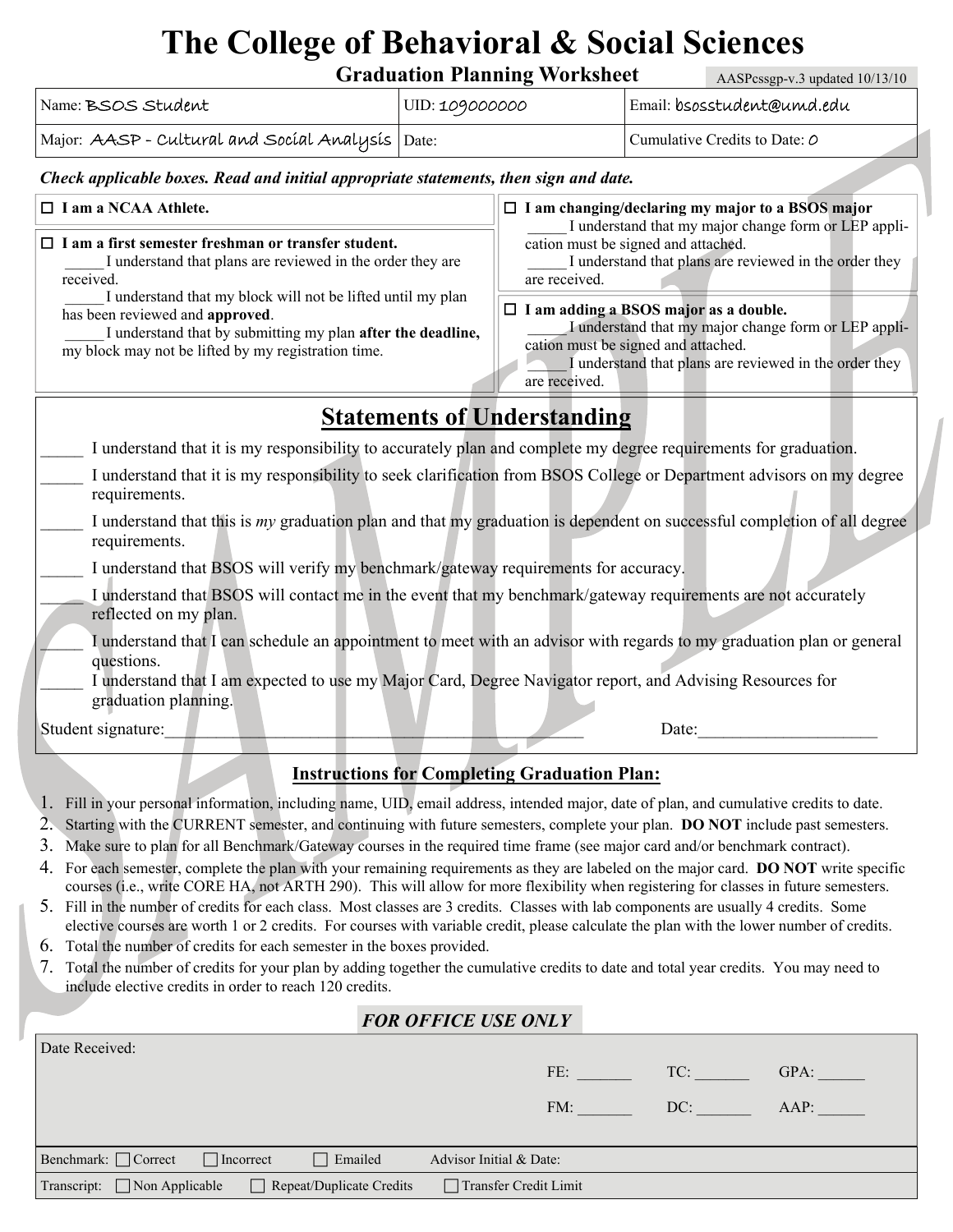# The College of Behavioral & Social Sciences

## Graduation Planning Worksheet

AASPcssgp-v.3 updated 10/13/10

| Name: BSOS Student | UID: 109000000 | Email: bsosstudent@umd.edu |
|---|---|---|
| Major: AASP - Cultural and Social Analysis | Date: | Cumulative Credits to Date: 0 |

***Check applicable boxes. Read and initial appropriate statements, then sign and date.***

☐ **I am a NCAA Athlete.**

☐ **I am a first semester freshman or transfer student.**
_____ I understand that plans are reviewed in the order they are received.
_____ I understand that my block will not be lifted until my plan has been reviewed and **approved**.
_____ I understand that by submitting my plan **after the deadline,** my block may not be lifted by my registration time.

☐ **I am changing/declaring my major to a BSOS major**
_____ I understand that my major change form or LEP application must be signed and attached.
_____ I understand that plans are reviewed in the order they are received.

☐ **I am adding a BSOS major as a double.**
_____ I understand that my major change form or LEP application must be signed and attached.
_____ I understand that plans are reviewed in the order they are received.

## Statements of Understanding

_____ I understand that it is my responsibility to accurately plan and complete my degree requirements for graduation.

_____ I understand that it is my responsibility to seek clarification from BSOS College or Department advisors on my degree requirements.

_____ I understand that this is *my* graduation plan and that my graduation is dependent on successful completion of all degree requirements.

_____ I understand that BSOS will verify my benchmark/gateway requirements for accuracy.

_____ I understand that BSOS will contact me in the event that my benchmark/gateway requirements are not accurately reflected on my plan.

_____ I understand that I can schedule an appointment to meet with an advisor with regards to my graduation plan or general questions.

_____ I understand that I am expected to use my Major Card, Degree Navigator report, and Advising Resources for graduation planning.

Student signature:_______________________________________________ Date:____________________

### Instructions for Completing Graduation Plan:

1. Fill in your personal information, including name, UID, email address, intended major, date of plan, and cumulative credits to date.
2. Starting with the CURRENT semester, and continuing with future semesters, complete your plan. **DO NOT** include past semesters.
3. Make sure to plan for all Benchmark/Gateway courses in the required time frame (see major card and/or benchmark contract).
4. For each semester, complete the plan with your remaining requirements as they are labeled on the major card. **DO NOT** write specific courses (i.e., write CORE HA, not ARTH 290). This will allow for more flexibility when registering for classes in future semesters.
5. Fill in the number of credits for each class. Most classes are 3 credits. Classes with lab components are usually 4 credits. Some elective courses are worth 1 or 2 credits. For courses with variable credit, please calculate the plan with the lower number of credits.
6. Total the number of credits for each semester in the boxes provided.
7. Total the number of credits for your plan by adding together the cumulative credits to date and total year credits. You may need to include elective credits in order to reach 120 credits.

### *FOR OFFICE USE ONLY*

Date Received:

FE: _______ TC: _______ GPA: ______

FM: _______ DC: _______ AAP: ______

Benchmark: ☐ Correct ☐ Incorrect ☐ Emailed Advisor Initial & Date:

Transcript: ☐ Non Applicable ☐ Repeat/Duplicate Credits ☐ Transfer Credit Limit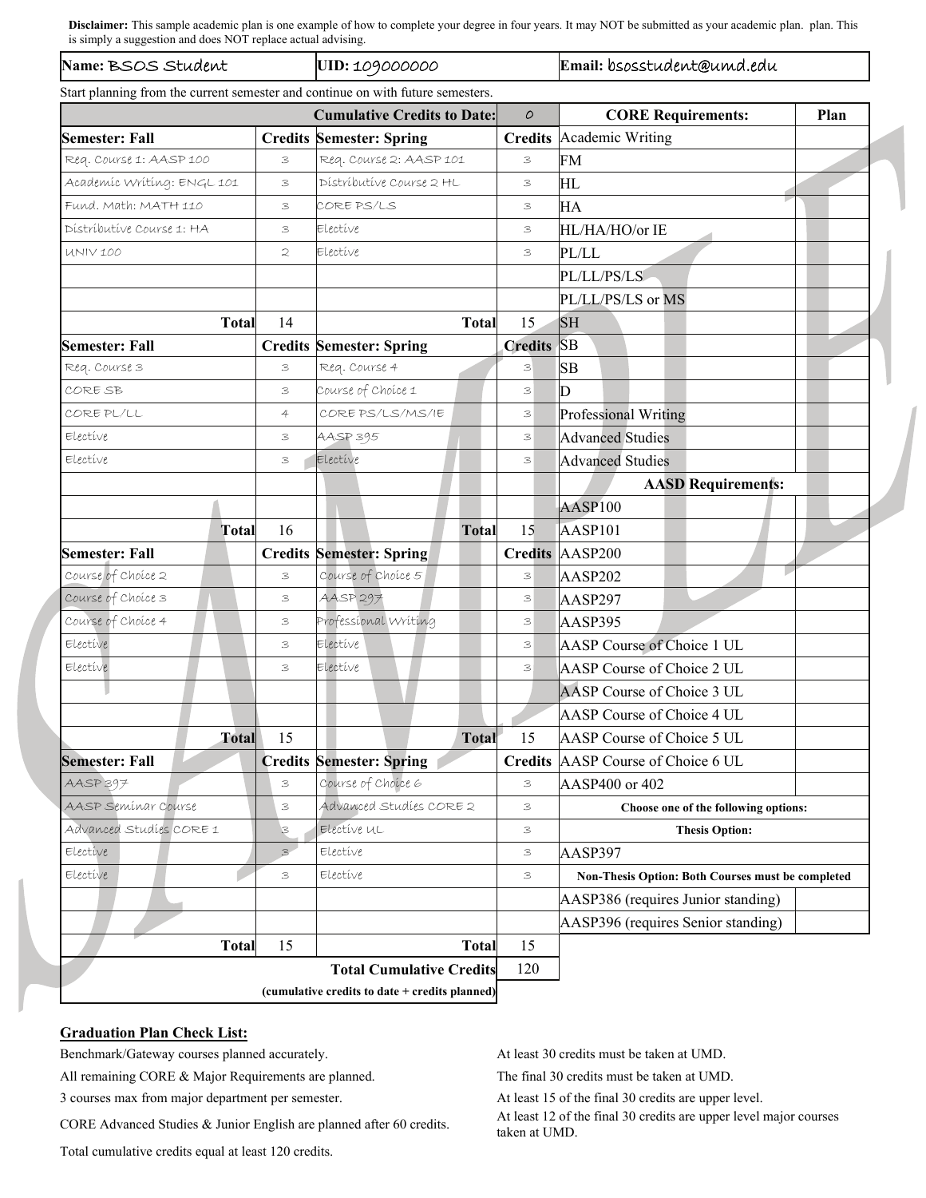**Disclaimer:** This sample academic plan is one example of how to complete your degree in four years. It may NOT be submitted as your academic plan. plan. This is simply a suggestion and does NOT replace actual advising.

| **Name:** BSOS Student | **UID:** 109000000 | **Email:** bsosstudent@umd.edu |
|---|---|---|

Start planning from the current semester and continue on with future semesters.

| | | **Cumulative Credits to Date:** | 0 | **CORE Requirements:** | **Plan** |
|---|---|---|---|---|---|
| **Semester: Fall** | **Credits** | **Semester: Spring** | **Credits** | Academic Writing | |
| Req. Course 1: AASP 100 | 3 | Req. Course 2: AASP 101 | 3 | FM | |
| Academic Writing: ENGL 101 | 3 | Distributive Course 2 HL | 3 | HL | |
| Fund. Math: MATH 110 | 3 | CORE PS/LS | 3 | HA | |
| Distributive Course 1: HA | 3 | Elective | 3 | HL/HA/HO/or IE | |
| UNIV 100 | 2 | Elective | 3 | PL/LL | |
| | | | | PL/LL/PS/LS | |
| | | | | PL/LL/PS/LS or MS | |
| **Total** | 14 | **Total** | 15 | SH | |
| **Semester: Fall** | **Credits** | **Semester: Spring** | **Credits** | SB | |
| Req. Course 3 | 3 | Req. Course 4 | 3 | SB | |
| CORE SB | 3 | Course of Choice 1 | 3 | D | |
| CORE PL/LL | 4 | CORE PS/LS/MS/IE | 3 | Professional Writing | |
| Elective | 3 | AASP 395 | 3 | Advanced Studies | |
| Elective | 3 | Elective | 3 | Advanced Studies | |
| | | | | **AASD Requirements:** | |
| | | | | AASP100 | |
| **Total** | 16 | **Total** | 15 | AASP101 | |
| **Semester: Fall** | **Credits** | **Semester: Spring** | **Credits** | AASP200 | |
| Course of Choice 2 | 3 | Course of Choice 5 | 3 | AASP202 | |
| Course of Choice 3 | 3 | AASP 297 | 3 | AASP297 | |
| Course of Choice 4 | 3 | Professional Writing | 3 | AASP395 | |
| Elective | 3 | Elective | 3 | AASP Course of Choice 1 UL | |
| Elective | 3 | Elective | 3 | AASP Course of Choice 2 UL | |
| | | | | AASP Course of Choice 3 UL | |
| | | | | AASP Course of Choice 4 UL | |
| **Total** | 15 | **Total** | 15 | AASP Course of Choice 5 UL | |
| **Semester: Fall** | **Credits** | **Semester: Spring** | **Credits** | AASP Course of Choice 6 UL | |
| AASP 397 | 3 | Course of Choice 6 | 3 | AASP400 or 402 | |
| AASP Seminar Course | 3 | Advanced Studies CORE 2 | 3 | **Choose one of the following options:** | |
| Advanced Studies CORE 1 | 3 | Elective UL | 3 | **Thesis Option:** | |
| Elective | 3 | Elective | 3 | AASP397 | |
| Elective | 3 | Elective | 3 | **Non-Thesis Option: Both Courses must be completed** | |
| | | | | AASP386 (requires Junior standing) | |
| | | | | AASP396 (requires Senior standing) | |
| **Total** | 15 | **Total** | 15 | | |
| | | **Total Cumulative Credits** (cumulative credits to date + credits planned) | 120 | | |

**Graduation Plan Check List:**

Benchmark/Gateway courses planned accurately.

All remaining CORE & Major Requirements are planned.

3 courses max from major department per semester.

CORE Advanced Studies & Junior English are planned after 60 credits.

Total cumulative credits equal at least 120 credits.

At least 30 credits must be taken at UMD.

The final 30 credits must be taken at UMD.

At least 15 of the final 30 credits are upper level.

At least 12 of the final 30 credits are upper level major courses taken at UMD.